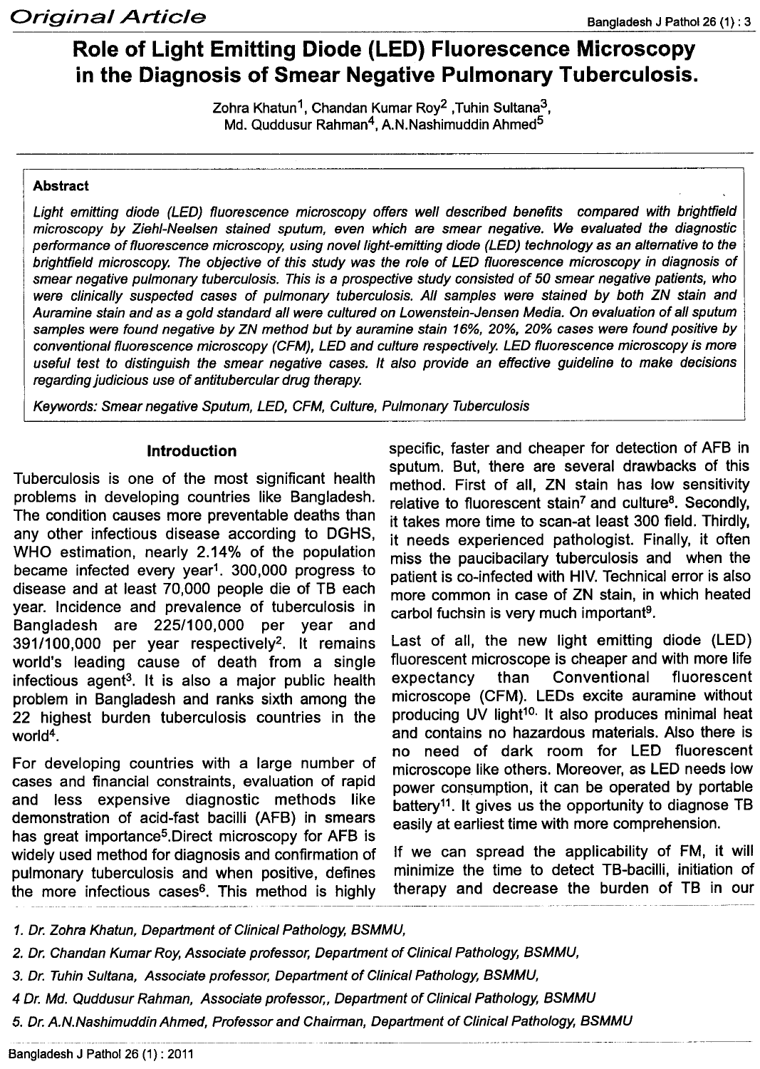Original Article

# Role of Light Emitting Diode (LED) Fluorescence Microscopy in the Diagnosis of Smear Negative Pulmonary Tuberculosis.

Zohra Khatun[1], Chandan Kumar Roy[2], Tuhin Sultana[3], Md. Quddusur Rahman[4], A.N.Nashimuddin Ahmed[5]

## Abstract

*Light emitting diode (LED) fluorescence microscopy offers well described benefits compared with brightfield microscopy by Ziehl-Neelsen stained sputum, even which are smear negative. We evaluated the diagnostic performance of fluorescence microscopy, using novel light-emitting diode (LED) technology as an alternative to the brightfield microscopy. The objective of this study was the role of LED fluorescence microscopy in diagnosis of smear negative pulmonary tuberculosis. This is a prospective study consisted of 50 smear negative patients, who were clinically suspected cases of pulmonary tuberculosis. All samples were stained by both ZN stain and Auramine stain and as a gold standard all were cultured on Lowenstein-Jensen Media. On evaluation of all sputum samples were found negative by ZN method but by auramine stain 16%, 20%, 20% cases were found positive by conventional fluorescence microscopy (CFM), LED and culture respectively. LED fluorescence microscopy is more useful test to distinguish the smear negative cases. It also provide an effective guideline to make decisions regarding judicious use of antitubercular drug therapy.*

*Keywords: Smear negative Sputum, LED, CFM, Culture, Pulmonary Tuberculosis*

## Introduction

Tuberculosis is one of the most significant health problems in developing countries like Bangladesh. The condition causes more preventable deaths than any other infectious disease according to DGHS, WHO estimation, nearly 2.14% of the population became infected every year[1]. 300,000 progress to disease and at least 70,000 people die of TB each year. Incidence and prevalence of tuberculosis in Bangladesh are 225/100,000 per year and 391/100,000 per year respectively[2]. It remains world's leading cause of death from a single infectious agent[3]. It is also a major public health problem in Bangladesh and ranks sixth among the 22 highest burden tuberculosis countries in the world[4].

For developing countries with a large number of cases and financial constraints, evaluation of rapid and less expensive diagnostic methods like demonstration of acid-fast bacilli (AFB) in smears has great importance[5]. Direct microscopy for AFB is widely used method for diagnosis and confirmation of pulmonary tuberculosis and when positive, defines the more infectious cases[6]. This method is highly specific, faster and cheaper for detection of AFB in sputum. But, there are several drawbacks of this method. First of all, ZN stain has low sensitivity relative to fluorescent stain[7] and culture[8]. Secondly, it takes more time to scan-at least 300 field. Thirdly, it needs experienced pathologist. Finally, it often miss the paucibacilary tuberculosis and when the patient is co-infected with HIV. Technical error is also more common in case of ZN stain, in which heated carbol fuchsin is very much important[9].

Last of all, the new light emitting diode (LED) fluorescent microscope is cheaper and with more life expectancy than Conventional fluorescent microscope (CFM). LEDs excite auramine without producing UV light[10]. It also produces minimal heat and contains no hazardous materials. Also there is no need of dark room for LED fluorescent microscope like others. Moreover, as LED needs low power consumption, it can be operated by portable battery[11]. It gives us the opportunity to diagnose TB easily at earliest time with more comprehension.

If we can spread the applicability of FM, it will minimize the time to detect TB-bacilli, initiation of therapy and decrease the burden of TB in our

1. Dr. Zohra Khatun, Department of Clinical Pathology, BSMMU,
2. Dr. Chandan Kumar Roy, Associate professor, Department of Clinical Pathology, BSMMU,
3. Dr. Tuhin Sultana, Associate professor, Department of Clinical Pathology, BSMMU,
4. Dr. Md. Quddusur Rahman, Associate professor,, Department of Clinical Pathology, BSMMU
5. Dr. A.N.Nashimuddin Ahmed, Professor and Chairman, Department of Clinical Pathology, BSMMU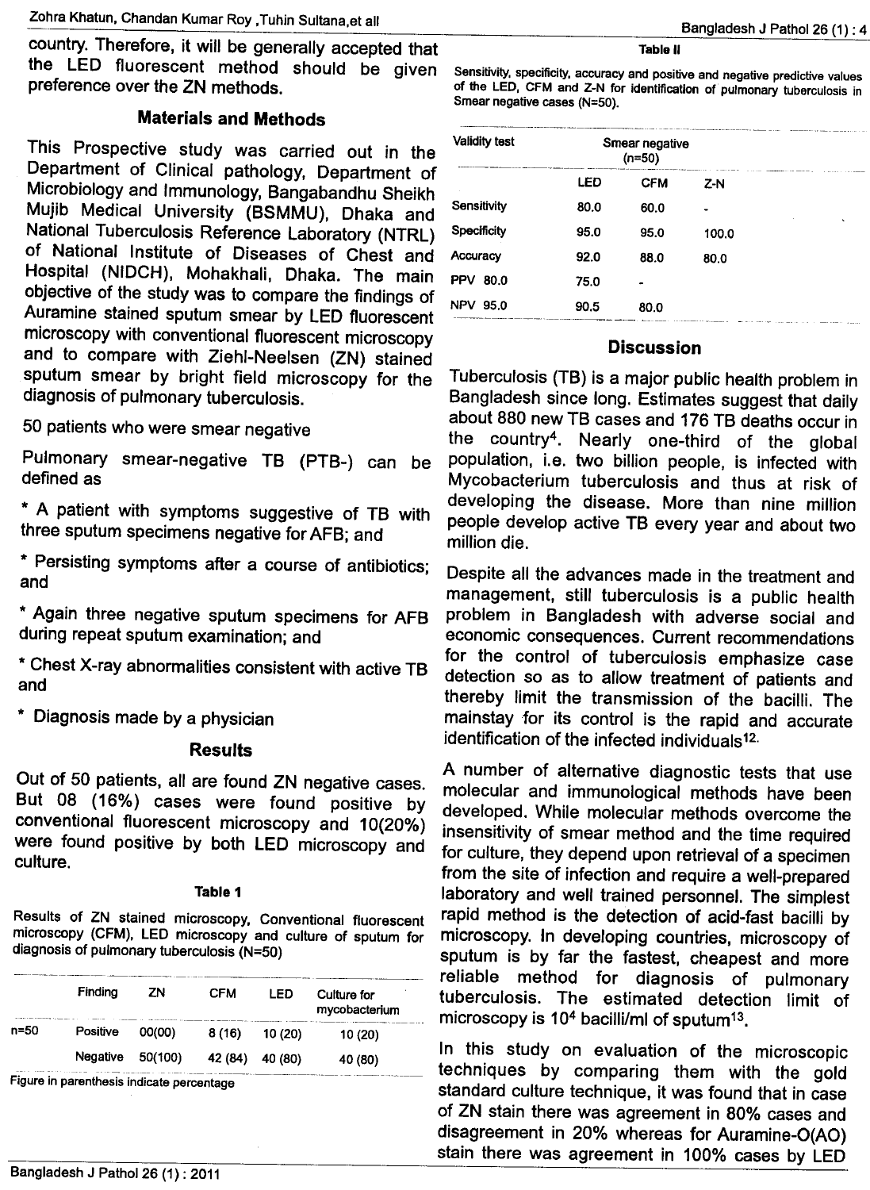country. Therefore, it will be generally accepted that the LED fluorescent method should be given preference over the ZN methods.

## Materials and Methods

This Prospective study was carried out in the Department of Clinical pathology, Department of Microbiology and Immunology, Bangabandhu Sheikh Mujib Medical University (BSMMU), Dhaka and National Tuberculosis Reference Laboratory (NTRL) of National Institute of Diseases of Chest and Hospital (NIDCH), Mohakhali, Dhaka. The main objective of the study was to compare the findings of Auramine stained sputum smear by LED fluorescent microscopy with conventional fluorescent microscopy and to compare with Ziehl-Neelsen (ZN) stained sputum smear by bright field microscopy for the diagnosis of pulmonary tuberculosis.

50 patients who were smear negative

Pulmonary smear-negative TB (PTB-) can be defined as

* A patient with symptoms suggestive of TB with three sputum specimens negative for AFB; and

* Persisting symptoms after a course of antibiotics; and

* Again three negative sputum specimens for AFB during repeat sputum examination; and

* Chest X-ray abnormalities consistent with active TB and

* Diagnosis made by a physician

## Results

Out of 50 patients, all are found ZN negative cases. But 08 (16%) cases were found positive by conventional fluorescent microscopy and 10(20%) were found positive by both LED microscopy and culture.

**Table 1**

Results of ZN stained microscopy, Conventional fluorescent microscopy (CFM), LED microscopy and culture of sputum for diagnosis of pulmonary tuberculosis (N=50)

| | Finding | ZN | CFM | LED | Culture for mycobacterium |
|---|---|---|---|---|---|
| n=50 | Positive | 00(00) | 8 (16) | 10 (20) | 10 (20) |
| | Negative | 50(100) | 42 (84) | 40 (80) | 40 (80) |

Figure in parenthesis indicate percentage

**Table II**

Sensitivity, specificity, accuracy and positive and negative predictive values of the LED, CFM and Z-N for identification of pulmonary tuberculosis in Smear negative cases (N=50).

| Validity test | Smear negative (n=50) | | |
|---|---|---|---|
| | LED | CFM | Z-N |
| Sensitivity | 80.0 | 60.0 | - |
| Specificity | 95.0 | 95.0 | 100.0 |
| Accuracy | 92.0 | 88.0 | 80.0 |
| PPV 80.0 | 75.0 | - | |
| NPV 95.0 | 90.5 | 80.0 | |

## Discussion

Tuberculosis (TB) is a major public health problem in Bangladesh since long. Estimates suggest that daily about 880 new TB cases and 176 TB deaths occur in the country[4]. Nearly one-third of the global population, i.e. two billion people, is infected with Mycobacterium tuberculosis and thus at risk of developing the disease. More than nine million people develop active TB every year and about two million die.

Despite all the advances made in the treatment and management, still tuberculosis is a public health problem in Bangladesh with adverse social and economic consequences. Current recommendations for the control of tuberculosis emphasize case detection so as to allow treatment of patients and thereby limit the transmission of the bacilli. The mainstay for its control is the rapid and accurate identification of the infected individuals[12].

A number of alternative diagnostic tests that use molecular and immunological methods have been developed. While molecular methods overcome the insensitivity of smear method and the time required for culture, they depend upon retrieval of a specimen from the site of infection and require a well-prepared laboratory and well trained personnel. The simplest rapid method is the detection of acid-fast bacilli by microscopy. In developing countries, microscopy of sputum is by far the fastest, cheapest and more reliable method for diagnosis of pulmonary tuberculosis. The estimated detection limit of microscopy is $10^4$ bacilli/ml of sputum[13].

In this study on evaluation of the microscopic techniques by comparing them with the gold standard culture technique, it was found that in case of ZN stain there was agreement in 80% cases and disagreement in 20% whereas for Auramine-O(AO) stain there was agreement in 100% cases by LED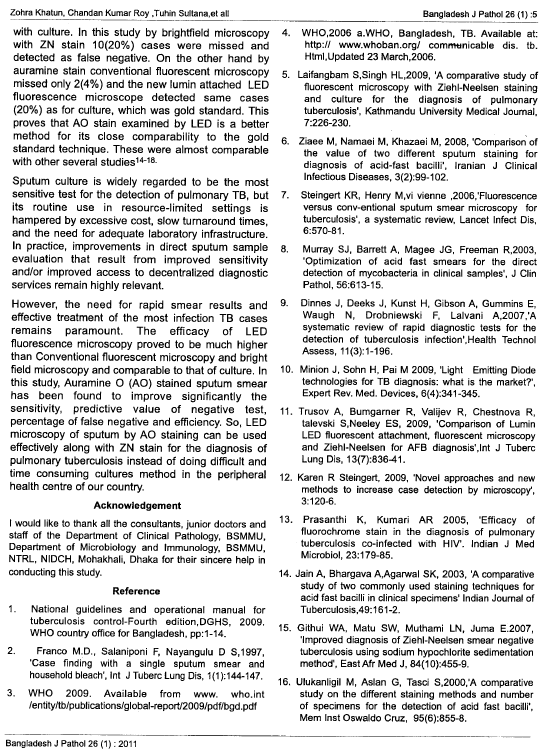with culture. In this study by brightfield microscopy with ZN stain 10(20%) cases were missed and detected as false negative. On the other hand by auramine stain conventional fluorescent microscopy missed only 2(4%) and the new lumin attached LED fluorescence microscope detected same cases (20%) as for culture, which was gold standard. This proves that AO stain examined by LED is a better method for its close comparability to the gold standard technique. These were almost comparable with other several studies[14-18].

Sputum culture is widely regarded to be the most sensitive test for the detection of pulmonary TB, but its routine use in resource-limited settings is hampered by excessive cost, slow turnaround times, and the need for adequate laboratory infrastructure. In practice, improvements in direct sputum sample evaluation that result from improved sensitivity and/or improved access to decentralized diagnostic services remain highly relevant.

However, the need for rapid smear results and effective treatment of the most infection TB cases remains paramount. The efficacy of LED fluorescence microscopy proved to be much higher than Conventional fluorescent microscopy and bright field microscopy and comparable to that of culture. In this study, Auramine O (AO) stained sputum smear has been found to improve significantly the sensitivity, predictive value of negative test, percentage of false negative and efficiency. So, LED microscopy of sputum by AO staining can be used effectively along with ZN stain for the diagnosis of pulmonary tuberculosis instead of doing difficult and time consuming cultures method in the peripheral health centre of our country.

### Acknowledgement

I would like to thank all the consultants, junior doctors and staff of the Department of Clinical Pathology, BSMMU, Department of Microbiology and Immunology, BSMMU, NTRL, NIDCH, Mohakhali, Dhaka for their sincere help in conducting this study.

### Reference

1. National guidelines and operational manual for tuberculosis control-Fourth edition,DGHS, 2009. WHO country office for Bangladesh, pp:1-14.
2. Franco M.D., Salaniponi F, Nayangulu D S,1997, 'Case finding with a single sputum smear and household bleach', Int J Tuberc Lung Dis, 1(1):144-147.
3. WHO 2009. Available from www. who.int /entity/tb/publications/global-report/2009/pdf/bgd.pdf
4. WHO,2006 a.WHO, Bangladesh, TB. Available at: http:// www.whoban.org/ communicable dis. tb. Html,Updated 23 March,2006.
5. Laifangbam S,Singh HL,2009, 'A comparative study of fluorescent microscopy with Ziehl-Neelsen staining and culture for the diagnosis of pulmonary tuberculosis', Kathmandu University Medical Journal, 7:226-230.
6. Ziaee M, Namaei M, Khazaei M, 2008, 'Comparison of the value of two different sputum staining for diagnosis of acid-fast bacilli', Iranian J Clinical Infectious Diseases, 3(2):99-102.
7. Steingert KR, Henry M,vi vienne ,2006,'Fluorescence versus conv-entional sputum smear microscopy for tuberculosis', a systematic review, Lancet Infect Dis, 6:570-81.
8. Murray SJ, Barrett A, Magee JG, Freeman R,2003, 'Optimization of acid fast smears for the direct detection of mycobacteria in clinical samples', J Clin Pathol, 56:613-15.
9. Dinnes J, Deeks J, Kunst H, Gibson A, Gummins E, Waugh N, Drobniewski F, Lalvani A,2007,'A systematic review of rapid diagnostic tests for the detection of tuberculosis infection',Health Technol Assess, 11(3):1-196.
10. Minion J, Sohn H, Pai M 2009, 'Light Emitting Diode technologies for TB diagnosis: what is the market?', Expert Rev. Med. Devices, 6(4):341-345.
11. Trusov A, Bumgarner R, Valijev R, Chestnova R, talevski S,Neeley ES, 2009, 'Comparison of Lumin LED fluorescent attachment, fluorescent microscopy and Ziehl-Neelsen for AFB diagnosis',Int J Tuberc Lung Dis, 13(7):836-41.
12. Karen R Steingert, 2009, 'Novel approaches and new methods to increase case detection by microscopy', 3:120-6.
13. Prasanthi K, Kumari AR 2005, 'Efficacy of fluorochrome stain in the diagnosis of pulmonary tuberculosis co-infected with HIV'. Indian J Med Microbiol, 23:179-85.
14. Jain A, Bhargava A,Agarwal SK, 2003, 'A comparative study of two commonly used staining techniques for acid fast bacilli in clinical specimens' Indian Journal of Tuberculosis,49:161-2.
15. Githui WA, Matu SW, Muthami LN, Juma E.2007, 'Improved diagnosis of Ziehl-Neelsen smear negative tuberculosis using sodium hypochlorite sedimentation method', East Afr Med J, 84(10):455-9.
16. Ulukanligil M, Aslan G, Tasci S,2000,'A comparative study on the different staining methods and number of specimens for the detection of acid fast bacilli', Mem Inst Oswaldo Cruz, 95(6):855-8.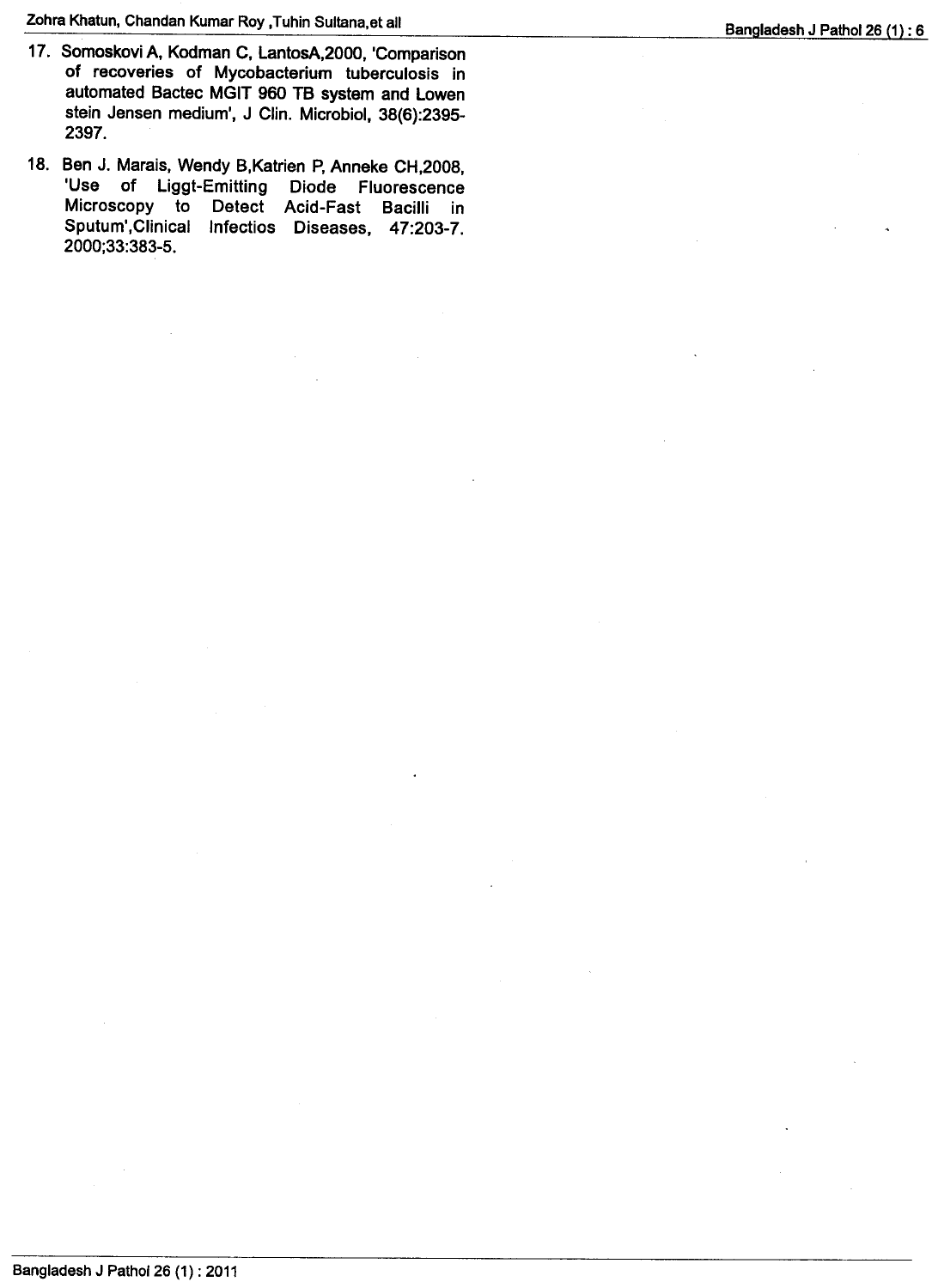17. Somoskovi A, Kodman C, LantosA,2000, 'Comparison of recoveries of Mycobacterium tuberculosis in automated Bactec MGIT 960 TB system and Lowen stein Jensen medium', J Clin. Microbiol, 38(6):2395-2397.

18. Ben J. Marais, Wendy B,Katrien P, Anneke CH,2008, 'Use of Liggt-Emitting Diode Fluorescence Microscopy to Detect Acid-Fast Bacilli in Sputum',Clinical Infectios Diseases, 47:203-7. 2000;33:383-5.